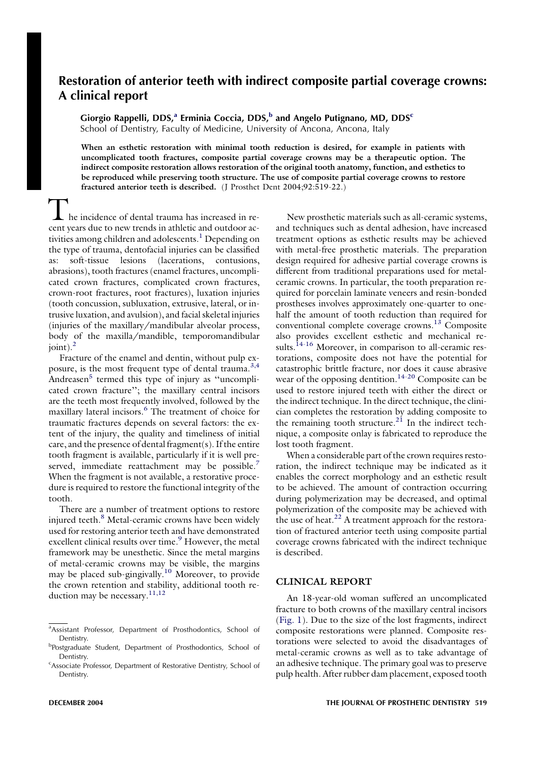# Restoration of anterior teeth with indirect composite partial coverage crowns: A clinical report

**Giorgio Rappelli, DDS,[a] Erminia Coccia, DDS,[b] and Angelo Putignano, MD, DDS[c]**
School of Dentistry, Faculty of Medicine, University of Ancona, Ancona, Italy

**When an esthetic restoration with minimal tooth reduction is desired, for example in patients with uncomplicated tooth fractures, composite partial coverage crowns may be a therapeutic option. The indirect composite restoration allows restoration of the original tooth anatomy, function, and esthetics to be reproduced while preserving tooth structure. The use of composite partial coverage crowns to restore fractured anterior teeth is described.** (J Prosthet Dent 2004;92:519-22.)

The incidence of dental trauma has increased in recent years due to new trends in athletic and outdoor activities among children and adolescents.[1] Depending on the type of trauma, dentofacial injuries can be classified as: soft-tissue lesions (lacerations, contusions, abrasions), tooth fractures (enamel fractures, uncomplicated crown fractures, complicated crown fractures, crown-root fractures, root fractures), luxation injuries (tooth concussion, subluxation, extrusive, lateral, or intrusive luxation, and avulsion), and facial skeletal injuries (injuries of the maxillary/mandibular alveolar process, body of the maxilla/mandible, temporomandibular joint).[2]

Fracture of the enamel and dentin, without pulp exposure, is the most frequent type of dental trauma.[3,4] Andreasen[5] termed this type of injury as "uncomplicated crown fracture"; the maxillary central incisors are the teeth most frequently involved, followed by the maxillary lateral incisors.[6] The treatment of choice for traumatic fractures depends on several factors: the extent of the injury, the quality and timeliness of initial care, and the presence of dental fragment(s). If the entire tooth fragment is available, particularly if it is well preserved, immediate reattachment may be possible.[7] When the fragment is not available, a restorative procedure is required to restore the functional integrity of the tooth.

There are a number of treatment options to restore injured teeth.[8] Metal-ceramic crowns have been widely used for restoring anterior teeth and have demonstrated excellent clinical results over time.[9] However, the metal framework may be unesthetic. Since the metal margins of metal-ceramic crowns may be visible, the margins may be placed sub-gingivally.[10] Moreover, to provide the crown retention and stability, additional tooth reduction may be necessary.[11,12]

New prosthetic materials such as all-ceramic systems, and techniques such as dental adhesion, have increased treatment options as esthetic results may be achieved with metal-free prosthetic materials. The preparation design required for adhesive partial coverage crowns is different from traditional preparations used for metal-ceramic crowns. In particular, the tooth preparation required for porcelain laminate veneers and resin-bonded prostheses involves approximately one-quarter to one-half the amount of tooth reduction than required for conventional complete coverage crowns.[13] Composite also provides excellent esthetic and mechanical results.[14-16] Moreover, in comparison to all-ceramic restorations, composite does not have the potential for catastrophic brittle fracture, nor does it cause abrasive wear of the opposing dentition.[14-20] Composite can be used to restore injured teeth with either the direct or the indirect technique. In the direct technique, the clinician completes the restoration by adding composite to the remaining tooth structure.[21] In the indirect technique, a composite onlay is fabricated to reproduce the lost tooth fragment.

When a considerable part of the crown requires restoration, the indirect technique may be indicated as it enables the correct morphology and an esthetic result to be achieved. The amount of contraction occurring during polymerization may be decreased, and optimal polymerization of the composite may be achieved with the use of heat.[22] A treatment approach for the restoration of fractured anterior teeth using composite partial coverage crowns fabricated with the indirect technique is described.

## CLINICAL REPORT

An 18-year-old woman suffered an uncomplicated fracture to both crowns of the maxillary central incisors (Fig. 1). Due to the size of the lost fragments, indirect composite restorations were planned. Composite restorations were selected to avoid the disadvantages of metal-ceramic crowns as well as to take advantage of an adhesive technique. The primary goal was to preserve pulp health. After rubber dam placement, exposed tooth

---

[a]Assistant Professor, Department of Prosthodontics, School of Dentistry.

[b]Postgraduate Student, Department of Prosthodontics, School of Dentistry.

[c]Associate Professor, Department of Restorative Dentistry, School of Dentistry.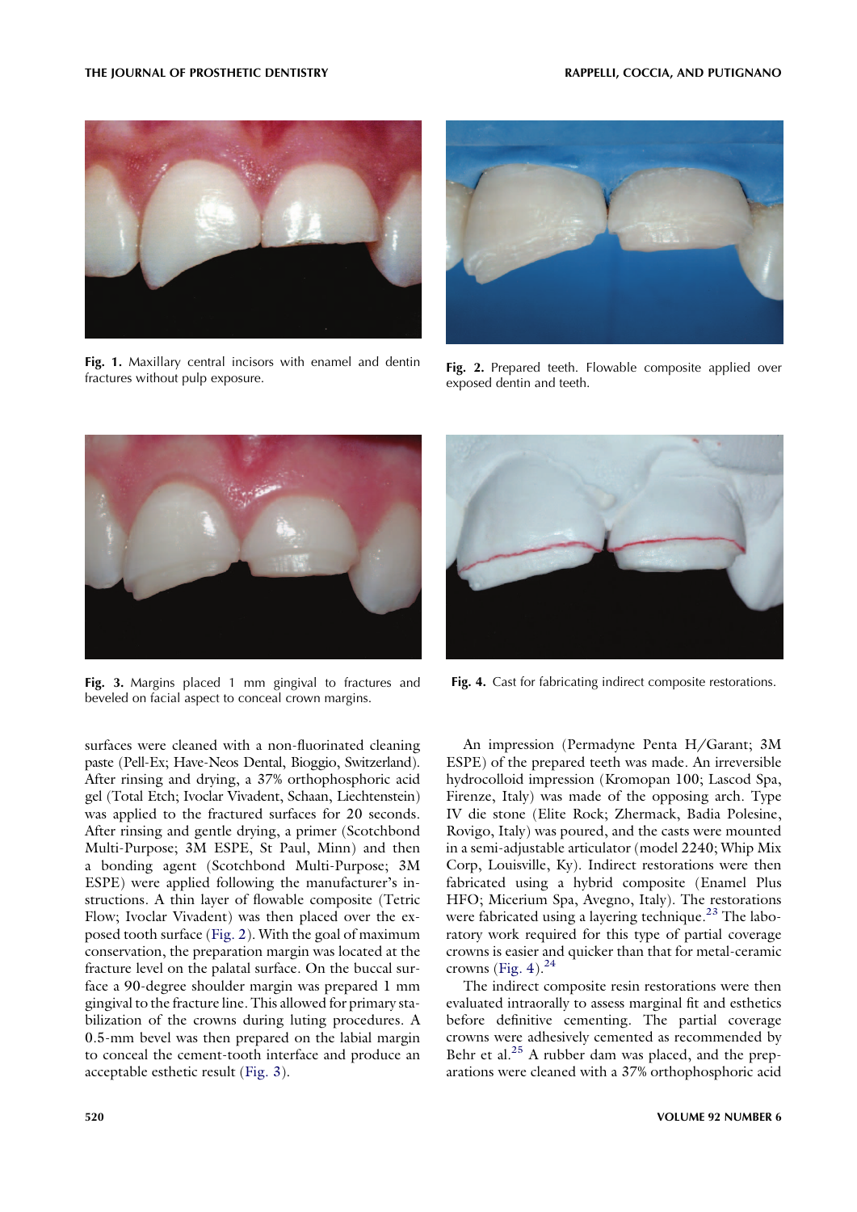Fig. 1. Maxillary central incisors with enamel and dentin fractures without pulp exposure.

Fig. 2. Prepared teeth. Flowable composite applied over exposed dentin and teeth.

Fig. 3. Margins placed 1 mm gingival to fractures and beveled on facial aspect to conceal crown margins.

Fig. 4. Cast for fabricating indirect composite restorations.

surfaces were cleaned with a non-fluorinated cleaning paste (Pell-Ex; Have-Neos Dental, Bioggio, Switzerland). After rinsing and drying, a 37% orthophosphoric acid gel (Total Etch; Ivoclar Vivadent, Schaan, Liechtenstein) was applied to the fractured surfaces for 20 seconds. After rinsing and gentle drying, a primer (Scotchbond Multi-Purpose; 3M ESPE, St Paul, Minn) and then a bonding agent (Scotchbond Multi-Purpose; 3M ESPE) were applied following the manufacturer's instructions. A thin layer of flowable composite (Tetric Flow; Ivoclar Vivadent) was then placed over the exposed tooth surface (Fig. 2). With the goal of maximum conservation, the preparation margin was located at the fracture level on the palatal surface. On the buccal surface a 90-degree shoulder margin was prepared 1 mm gingival to the fracture line. This allowed for primary stabilization of the crowns during luting procedures. A 0.5-mm bevel was then prepared on the labial margin to conceal the cement-tooth interface and produce an acceptable esthetic result (Fig. 3).

An impression (Permadyne Penta H/Garant; 3M ESPE) of the prepared teeth was made. An irreversible hydrocolloid impression (Kromopan 100; Lascod Spa, Firenze, Italy) was made of the opposing arch. Type IV die stone (Elite Rock; Zhermack, Badia Polesine, Rovigo, Italy) was poured, and the casts were mounted in a semi-adjustable articulator (model 2240; Whip Mix Corp, Louisville, Ky). Indirect restorations were then fabricated using a hybrid composite (Enamel Plus HFO; Micerium Spa, Avegno, Italy). The restorations were fabricated using a layering technique.[23] The laboratory work required for this type of partial coverage crowns is easier and quicker than that for metal-ceramic crowns (Fig. 4).[24]

The indirect composite resin restorations were then evaluated intraorally to assess marginal fit and esthetics before definitive cementing. The partial coverage crowns were adhesively cemented as recommended by Behr et al.[25] A rubber dam was placed, and the preparations were cleaned with a 37% orthophosphoric acid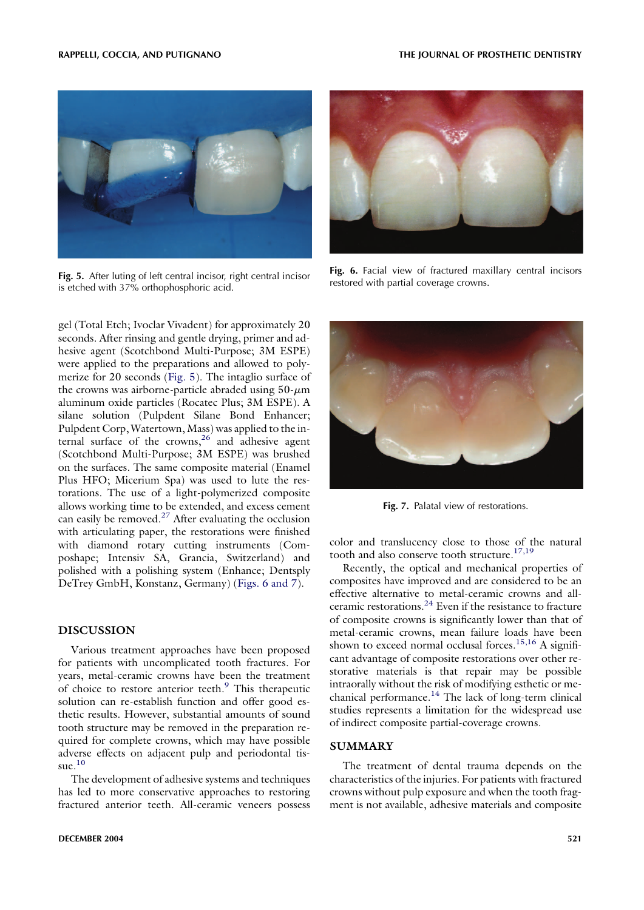Fig. 5. After luting of left central incisor, right central incisor is etched with 37% orthophosphoric acid.

Fig. 6. Facial view of fractured maxillary central incisors restored with partial coverage crowns.

gel (Total Etch; Ivoclar Vivadent) for approximately 20 seconds. After rinsing and gentle drying, primer and adhesive agent (Scotchbond Multi-Purpose; 3M ESPE) were applied to the preparations and allowed to polymerize for 20 seconds (Fig. 5). The intaglio surface of the crowns was airborne-particle abraded using 50-$\mu$m aluminum oxide particles (Rocatec Plus; 3M ESPE). A silane solution (Pulpdent Silane Bond Enhancer; Pulpdent Corp, Watertown, Mass) was applied to the internal surface of the crowns,[26] and adhesive agent (Scotchbond Multi-Purpose; 3M ESPE) was brushed on the surfaces. The same composite material (Enamel Plus HFO; Micerium Spa) was used to lute the restorations. The use of a light-polymerized composite allows working time to be extended, and excess cement can easily be removed.[27] After evaluating the occlusion with articulating paper, the restorations were finished with diamond rotary cutting instruments (Composhape; Intensiv SA, Grancia, Switzerland) and polished with a polishing system (Enhance; Dentsply DeTrey GmbH, Konstanz, Germany) (Figs. 6 and 7).

Fig. 7. Palatal view of restorations.

## DISCUSSION

Various treatment approaches have been proposed for patients with uncomplicated tooth fractures. For years, metal-ceramic crowns have been the treatment of choice to restore anterior teeth.[9] This therapeutic solution can re-establish function and offer good esthetic results. However, substantial amounts of sound tooth structure may be removed in the preparation required for complete crowns, which may have possible adverse effects on adjacent pulp and periodontal tissue.[10]

The development of adhesive systems and techniques has led to more conservative approaches to restoring fractured anterior teeth. All-ceramic veneers possess color and translucency close to those of the natural tooth and also conserve tooth structure.[17,19]

Recently, the optical and mechanical properties of composites have improved and are considered to be an effective alternative to metal-ceramic crowns and all-ceramic restorations.[24] Even if the resistance to fracture of composite crowns is significantly lower than that of metal-ceramic crowns, mean failure loads have been shown to exceed normal occlusal forces.[15,16] A significant advantage of composite restorations over other restorative materials is that repair may be possible intraorally without the risk of modifying esthetic or mechanical performance.[14] The lack of long-term clinical studies represents a limitation for the widespread use of indirect composite partial-coverage crowns.

## SUMMARY

The treatment of dental trauma depends on the characteristics of the injuries. For patients with fractured crowns without pulp exposure and when the tooth fragment is not available, adhesive materials and composite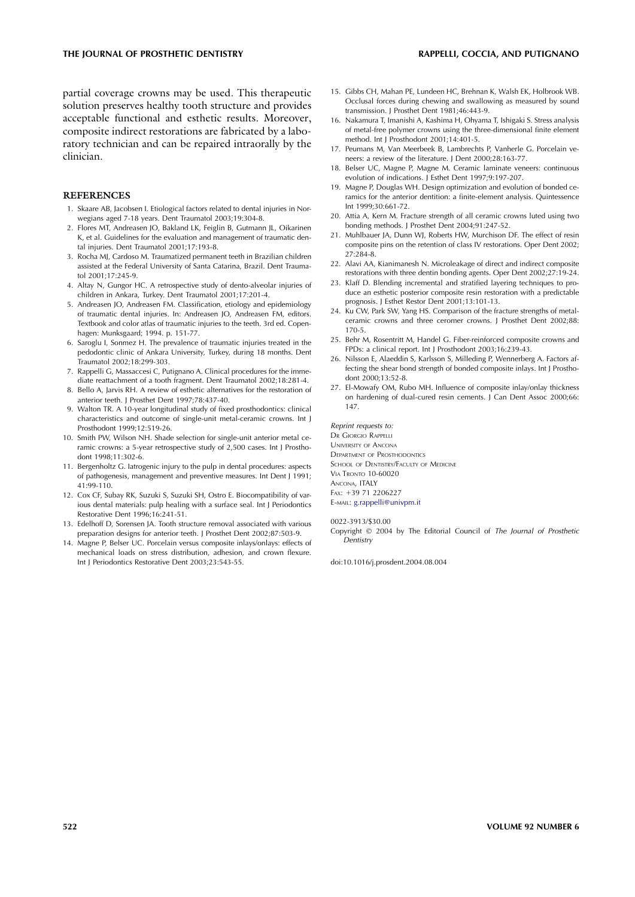partial coverage crowns may be used. This therapeutic solution preserves healthy tooth structure and provides acceptable functional and esthetic results. Moreover, composite indirect restorations are fabricated by a laboratory technician and can be repaired intraorally by the clinician.

## REFERENCES

1. Skaare AB, Jacobsen I. Etiological factors related to dental injuries in Norwegians aged 7-18 years. Dent Traumatol 2003;19:304-8.
2. Flores MT, Andreasen JO, Bakland LK, Feiglin B, Gutmann JL, Oikarinen K, et al. Guidelines for the evaluation and management of traumatic dental injuries. Dent Traumatol 2001;17:193-8.
3. Rocha MJ, Cardoso M. Traumatized permanent teeth in Brazilian children assisted at the Federal University of Santa Catarina, Brazil. Dent Traumatol 2001;17:245-9.
4. Altay N, Gungor HC. A retrospective study of dento-alveolar injuries of children in Ankara, Turkey. Dent Traumatol 2001;17:201-4.
5. Andreasen JO, Andreasen FM. Classification, etiology and epidemiology of traumatic dental injuries. In: Andreasen JO, Andreasen FM, editors. Textbook and color atlas of traumatic injuries to the teeth. 3rd ed. Copenhagen: Munksgaard; 1994. p. 151-77.
6. Saroglu I, Sonmez H. The prevalence of traumatic injuries treated in the pedodontic clinic of Ankara University, Turkey, during 18 months. Dent Traumatol 2002;18:299-303.
7. Rappelli G, Massaccesi C, Putignano A. Clinical procedures for the immediate reattachment of a tooth fragment. Dent Traumatol 2002;18:281-4.
8. Bello A, Jarvis RH. A review of esthetic alternatives for the restoration of anterior teeth. J Prosthet Dent 1997;78:437-40.
9. Walton TR. A 10-year longitudinal study of fixed prosthodontics: clinical characteristics and outcome of single-unit metal-ceramic crowns. Int J Prosthodont 1999;12:519-26.
10. Smith PW, Wilson NH. Shade selection for single-unit anterior metal ceramic crowns: a 5-year retrospective study of 2,500 cases. Int J Prosthodont 1998;11:302-6.
11. Bergenholtz G. Iatrogenic injury to the pulp in dental procedures: aspects of pathogenesis, management and preventive measures. Int Dent J 1991; 41:99-110.
12. Cox CF, Subay RK, Suzuki S, Suzuki SH, Ostro E. Biocompatibility of various dental materials: pulp healing with a surface seal. Int J Periodontics Restorative Dent 1996;16:241-51.
13. Edelhoff D, Sorensen JA. Tooth structure removal associated with various preparation designs for anterior teeth. J Prosthet Dent 2002;87:503-9.
14. Magne P, Belser UC. Porcelain versus composite inlays/onlays: effects of mechanical loads on stress distribution, adhesion, and crown flexure. Int J Periodontics Restorative Dent 2003;23:543-55.
15. Gibbs CH, Mahan PE, Lundeen HC, Brehnan K, Walsh EK, Holbrook WB. Occlusal forces during chewing and swallowing as measured by sound transmission. J Prosthet Dent 1981;46:443-9.
16. Nakamura T, Imanishi A, Kashima H, Ohyama T, Ishigaki S. Stress analysis of metal-free polymer crowns using the three-dimensional finite element method. Int J Prosthodont 2001;14:401-5.
17. Peumans M, Van Meerbeek B, Lambrechts P, Vanherle G. Porcelain veneers: a review of the literature. J Dent 2000;28:163-77.
18. Belser UC, Magne P, Magne M. Ceramic laminate veneers: continuous evolution of indications. J Esthet Dent 1997;9:197-207.
19. Magne P, Douglas WH. Design optimization and evolution of bonded ceramics for the anterior dentition: a finite-element analysis. Quintessence Int 1999;30:661-72.
20. Attia A, Kern M. Fracture strength of all ceramic crowns luted using two bonding methods. J Prosthet Dent 2004;91:247-52.
21. Muhlbauer JA, Dunn WJ, Roberts HW, Murchison DF. The effect of resin composite pins on the retention of class IV restorations. Oper Dent 2002; 27:284-8.
22. Alavi AA, Kianimanesh N. Microleakage of direct and indirect composite restorations with three dentin bonding agents. Oper Dent 2002;27:19-24.
23. Klaff D. Blending incremental and stratified layering techniques to produce an esthetic posterior composite resin restoration with a predictable prognosis. J Esthet Restor Dent 2001;13:101-13.
24. Ku CW, Park SW, Yang HS. Comparison of the fracture strengths of metal-ceramic crowns and three ceromer crowns. J Prosthet Dent 2002;88: 170-5.
25. Behr M, Rosentritt M, Handel G. Fiber-reinforced composite crowns and FPDs: a clinical report. Int J Prosthodont 2003;16:239-43.
26. Nilsson E, Alaeddin S, Karlsson S, Milleding P, Wennerberg A. Factors affecting the shear bond strength of bonded composite inlays. Int J Prosthodont 2000;13:52-8.
27. El-Mowafy OM, Rubo MH. Influence of composite inlay/onlay thickness on hardening of dual-cured resin cements. J Can Dent Assoc 2000;66: 147.

*Reprint requests to:*
Dr Giorgio Rappelli
University of Ancona
Department of Prosthodontics
School of Dentistry/Faculty of Medicine
Via Tronto 10-60020
Ancona, ITALY
Fax: +39 71 2206227
E-mail: g.rappelli@univpm.it

0022-3913/$30.00

Copyright © 2004 by The Editorial Council of *The Journal of Prosthetic Dentistry*

doi:10.1016/j.prosdent.2004.08.004